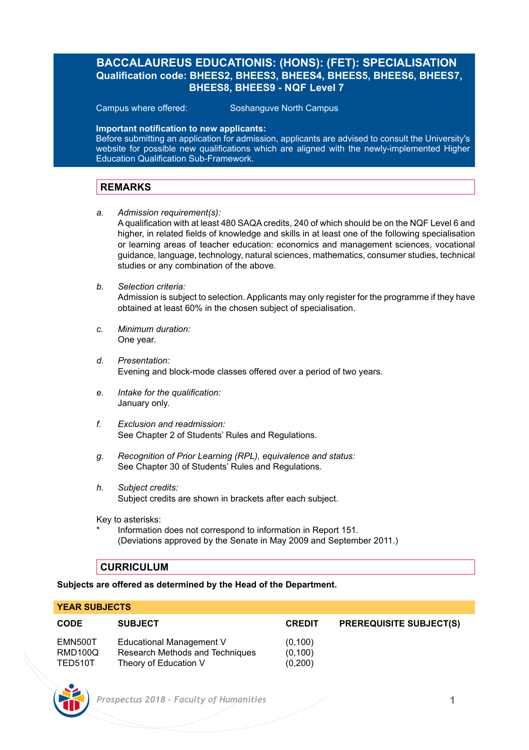# BACCALAUREUS EDUCATIONIS: (HONS): (FET): SPECIALISATION

**Qualification code: BHEES2, BHEES3, BHEES4, BHEES5, BHEES6, BHEES7, BHEES8, BHEES9 - NQF Level 7**

Campus where offered: Soshanguve North Campus

**Important notification to new applicants:**
Before submitting an application for admission, applicants are advised to consult the University's website for possible new qualifications which are aligned with the newly-implemented Higher Education Qualification Sub-Framework.

## REMARKS

a. *Admission requirement(s):*
A qualification with at least 480 SAQA credits, 240 of which should be on the NQF Level 6 and higher, in related fields of knowledge and skills in at least one of the following specialisation or learning areas of teacher education: economics and management sciences, vocational guidance, language, technology, natural sciences, mathematics, consumer studies, technical studies or any combination of the above.

b. *Selection criteria:*
Admission is subject to selection. Applicants may only register for the programme if they have obtained at least 60% in the chosen subject of specialisation.

c. *Minimum duration:*
One year.

d. *Presentation:*
Evening and block-mode classes offered over a period of two years.

e. *Intake for the qualification:*
January only.

f. *Exclusion and readmission:*
See Chapter 2 of Students' Rules and Regulations.

g. *Recognition of Prior Learning (RPL), equivalence and status:*
See Chapter 30 of Students' Rules and Regulations.

h. *Subject credits:*
Subject credits are shown in brackets after each subject.

Key to asterisks:
\* Information does not correspond to information in Report 151. (Deviations approved by the Senate in May 2009 and September 2011.)

## CURRICULUM

**Subjects are offered as determined by the Head of the Department.**

**YEAR SUBJECTS**

| CODE | SUBJECT | CREDIT | PREREQUISITE SUBJECT(S) |
|---|---|---|---|
| EMN500T | Educational Management V | (0,100) | |
| RMD100Q | Research Methods and Techniques | (0,100) | |
| TED510T | Theory of Education V | (0,200) | |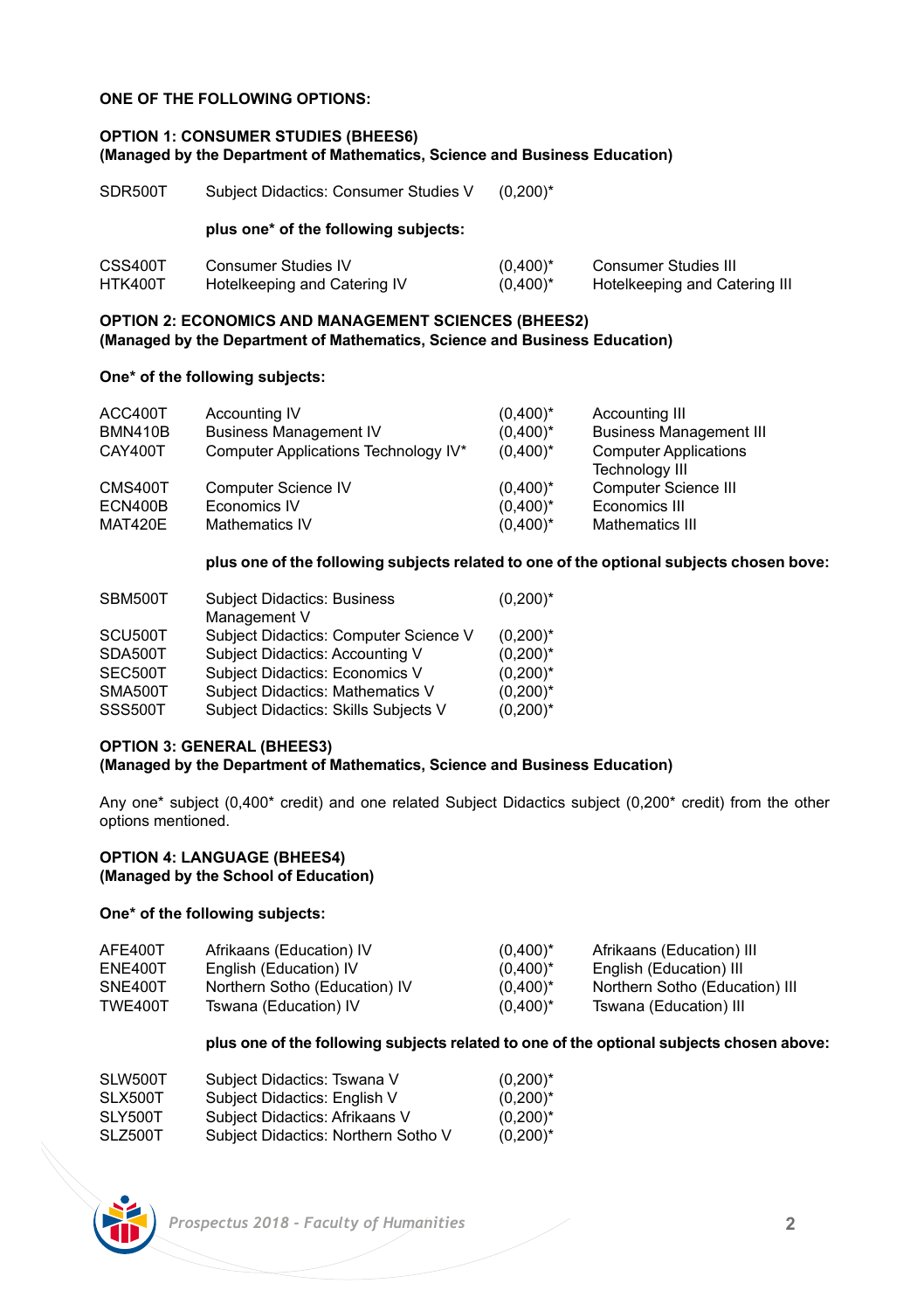**ONE OF THE FOLLOWING OPTIONS:**

**OPTION 1: CONSUMER STUDIES (BHEES6)**
**(Managed by the Department of Mathematics, Science and Business Education)**

| | | | |
|---|---|---|---|
| SDR500T | Subject Didactics: Consumer Studies V | (0,200)* | |

**plus one* of the following subjects:**

| | | | |
|---|---|---|---|
| CSS400T | Consumer Studies IV | (0,400)* | Consumer Studies III |
| HTK400T | Hotelkeeping and Catering IV | (0,400)* | Hotelkeeping and Catering III |

**OPTION 2: ECONOMICS AND MANAGEMENT SCIENCES (BHEES2)**
**(Managed by the Department of Mathematics, Science and Business Education)**

**One* of the following subjects:**

| | | | |
|---|---|---|---|
| ACC400T | Accounting IV | (0,400)* | Accounting III |
| BMN410B | Business Management IV | (0,400)* | Business Management III |
| CAY400T | Computer Applications Technology IV* | (0,400)* | Computer Applications Technology III |
| CMS400T | Computer Science IV | (0,400)* | Computer Science III |
| ECN400B | Economics IV | (0,400)* | Economics III |
| MAT420E | Mathematics IV | (0,400)* | Mathematics III |

**plus one of the following subjects related to one of the optional subjects chosen bove:**

| | | |
|---|---|---|
| SBM500T | Subject Didactics: Business Management V | (0,200)* |
| SCU500T | Subject Didactics: Computer Science V | (0,200)* |
| SDA500T | Subject Didactics: Accounting V | (0,200)* |
| SEC500T | Subject Didactics: Economics V | (0,200)* |
| SMA500T | Subject Didactics: Mathematics V | (0,200)* |
| SSS500T | Subject Didactics: Skills Subjects V | (0,200)* |

**OPTION 3: GENERAL (BHEES3)**
**(Managed by the Department of Mathematics, Science and Business Education)**

Any one* subject (0,400* credit) and one related Subject Didactics subject (0,200* credit) from the other options mentioned.

**OPTION 4: LANGUAGE (BHEES4)**
**(Managed by the School of Education)**

**One* of the following subjects:**

| | | | |
|---|---|---|---|
| AFE400T | Afrikaans (Education) IV | (0,400)* | Afrikaans (Education) III |
| ENE400T | English (Education) IV | (0,400)* | English (Education) III |
| SNE400T | Northern Sotho (Education) IV | (0,400)* | Northern Sotho (Education) III |
| TWE400T | Tswana (Education) IV | (0,400)* | Tswana (Education) III |

**plus one of the following subjects related to one of the optional subjects chosen above:**

| | | |
|---|---|---|
| SLW500T | Subject Didactics: Tswana V | (0,200)* |
| SLX500T | Subject Didactics: English V | (0,200)* |
| SLY500T | Subject Didactics: Afrikaans V | (0,200)* |
| SLZ500T | Subject Didactics: Northern Sotho V | (0,200)* |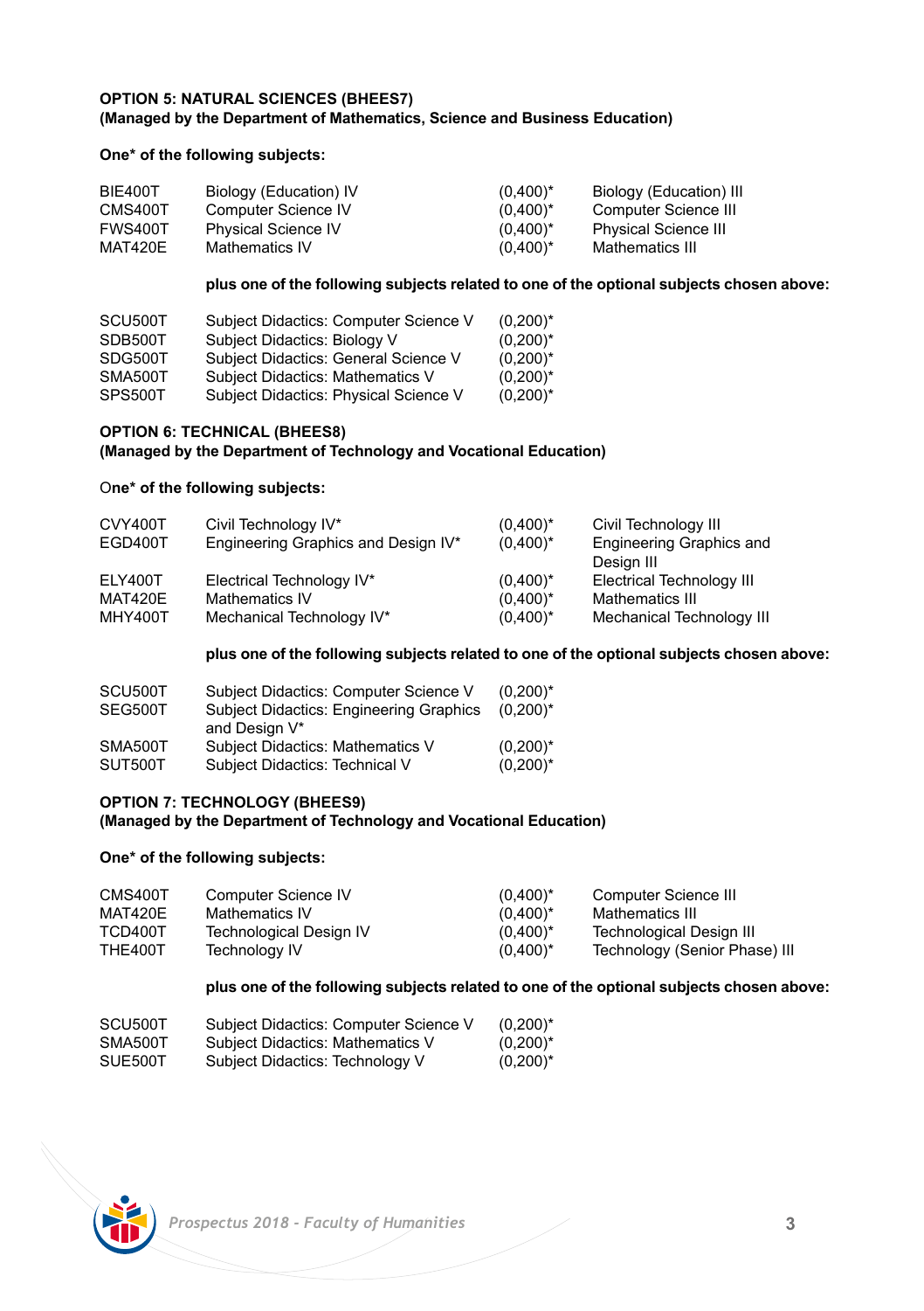**OPTION 5: NATURAL SCIENCES (BHEES7)**
**(Managed by the Department of Mathematics, Science and Business Education)**

**One* of the following subjects:**

| | | | |
|---|---|---|---|
| BIE400T | Biology (Education) IV | (0,400)* | Biology (Education) III |
| CMS400T | Computer Science IV | (0,400)* | Computer Science III |
| FWS400T | Physical Science IV | (0,400)* | Physical Science III |
| MAT420E | Mathematics IV | (0,400)* | Mathematics III |

**plus one of the following subjects related to one of the optional subjects chosen above:**

| | | |
|---|---|---|
| SCU500T | Subject Didactics: Computer Science V | (0,200)* |
| SDB500T | Subject Didactics: Biology V | (0,200)* |
| SDG500T | Subject Didactics: General Science V | (0,200)* |
| SMA500T | Subject Didactics: Mathematics V | (0,200)* |
| SPS500T | Subject Didactics: Physical Science V | (0,200)* |

**OPTION 6: TECHNICAL (BHEES8)**
**(Managed by the Department of Technology and Vocational Education)**

**One* of the following subjects:**

| | | | |
|---|---|---|---|
| CVY400T | Civil Technology IV* | (0,400)* | Civil Technology III |
| EGD400T | Engineering Graphics and Design IV* | (0,400)* | Engineering Graphics and Design III |
| ELY400T | Electrical Technology IV* | (0,400)* | Electrical Technology III |
| MAT420E | Mathematics IV | (0,400)* | Mathematics III |
| MHY400T | Mechanical Technology IV* | (0,400)* | Mechanical Technology III |

**plus one of the following subjects related to one of the optional subjects chosen above:**

| | | |
|---|---|---|
| SCU500T | Subject Didactics: Computer Science V | (0,200)* |
| SEG500T | Subject Didactics: Engineering Graphics and Design V* | (0,200)* |
| SMA500T | Subject Didactics: Mathematics V | (0,200)* |
| SUT500T | Subject Didactics: Technical V | (0,200)* |

**OPTION 7: TECHNOLOGY (BHEES9)**
**(Managed by the Department of Technology and Vocational Education)**

**One* of the following subjects:**

| | | | |
|---|---|---|---|
| CMS400T | Computer Science IV | (0,400)* | Computer Science III |
| MAT420E | Mathematics IV | (0,400)* | Mathematics III |
| TCD400T | Technological Design IV | (0,400)* | Technological Design III |
| THE400T | Technology IV | (0,400)* | Technology (Senior Phase) III |

**plus one of the following subjects related to one of the optional subjects chosen above:**

| | | |
|---|---|---|
| SCU500T | Subject Didactics: Computer Science V | (0,200)* |
| SMA500T | Subject Didactics: Mathematics V | (0,200)* |
| SUE500T | Subject Didactics: Technology V | (0,200)* |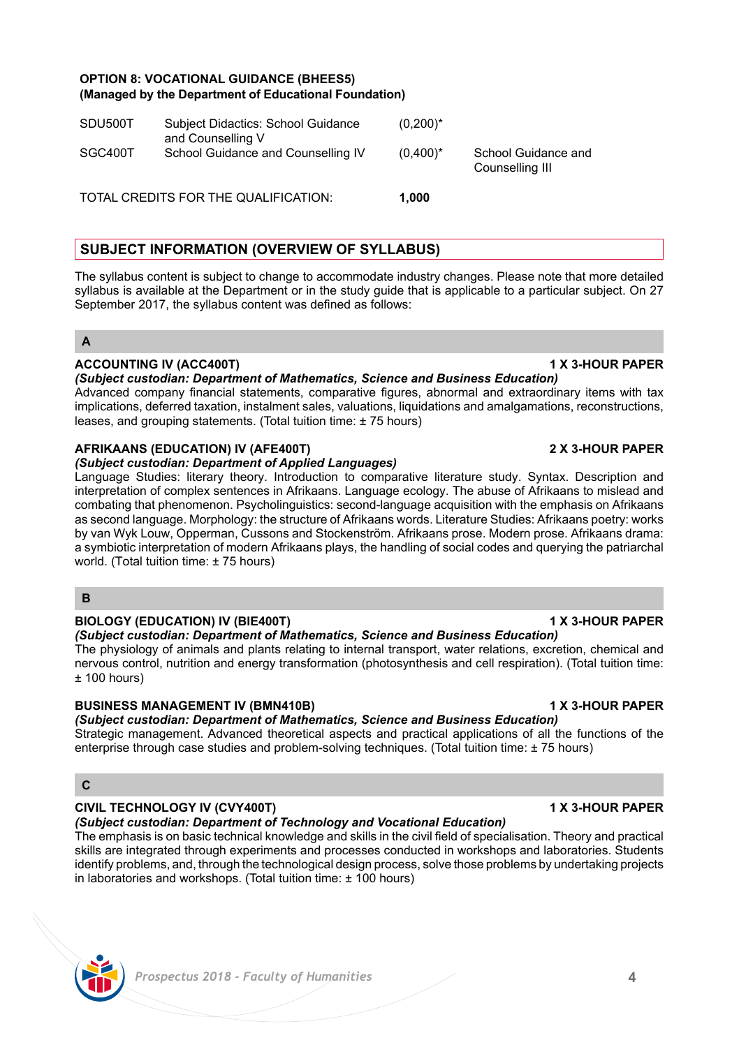**OPTION 8: VOCATIONAL GUIDANCE (BHEES5)**
**(Managed by the Department of Educational Foundation)**

| | | | |
|---|---|---|---|
| SDU500T | Subject Didactics: School Guidance and Counselling V | (0,200)* | |
| SGC400T | School Guidance and Counselling IV | (0,400)* | School Guidance and Counselling III |
| TOTAL CREDITS FOR THE QUALIFICATION: | | **1,000** | |

## SUBJECT INFORMATION (OVERVIEW OF SYLLABUS)

The syllabus content is subject to change to accommodate industry changes. Please note that more detailed syllabus is available at the Department or in the study guide that is applicable to a particular subject. On 27 September 2017, the syllabus content was defined as follows:

### A

**ACCOUNTING IV (ACC400T)** **1 X 3-HOUR PAPER**
***(Subject custodian: Department of Mathematics, Science and Business Education)***
Advanced company financial statements, comparative figures, abnormal and extraordinary items with tax implications, deferred taxation, instalment sales, valuations, liquidations and amalgamations, reconstructions, leases, and grouping statements. (Total tuition time: ± 75 hours)

**AFRIKAANS (EDUCATION) IV (AFE400T)** **2 X 3-HOUR PAPER**
***(Subject custodian: Department of Applied Languages)***
Language Studies: literary theory. Introduction to comparative literature study. Syntax. Description and interpretation of complex sentences in Afrikaans. Language ecology. The abuse of Afrikaans to mislead and combating that phenomenon. Psycholinguistics: second-language acquisition with the emphasis on Afrikaans as second language. Morphology: the structure of Afrikaans words. Literature Studies: Afrikaans poetry: works by van Wyk Louw, Opperman, Cussons and Stockenström. Afrikaans prose. Modern prose. Afrikaans drama: a symbiotic interpretation of modern Afrikaans plays, the handling of social codes and querying the patriarchal world. (Total tuition time: ± 75 hours)

### B

**BIOLOGY (EDUCATION) IV (BIE400T)** **1 X 3-HOUR PAPER**
***(Subject custodian: Department of Mathematics, Science and Business Education)***
The physiology of animals and plants relating to internal transport, water relations, excretion, chemical and nervous control, nutrition and energy transformation (photosynthesis and cell respiration). (Total tuition time: ± 100 hours)

**BUSINESS MANAGEMENT IV (BMN410B)** **1 X 3-HOUR PAPER**
***(Subject custodian: Department of Mathematics, Science and Business Education)***
Strategic management. Advanced theoretical aspects and practical applications of all the functions of the enterprise through case studies and problem-solving techniques. (Total tuition time: ± 75 hours)

### C

**CIVIL TECHNOLOGY IV (CVY400T)** **1 X 3-HOUR PAPER**
***(Subject custodian: Department of Technology and Vocational Education)***
The emphasis is on basic technical knowledge and skills in the civil field of specialisation. Theory and practical skills are integrated through experiments and processes conducted in workshops and laboratories. Students identify problems, and, through the technological design process, solve those problems by undertaking projects in laboratories and workshops. (Total tuition time: ± 100 hours)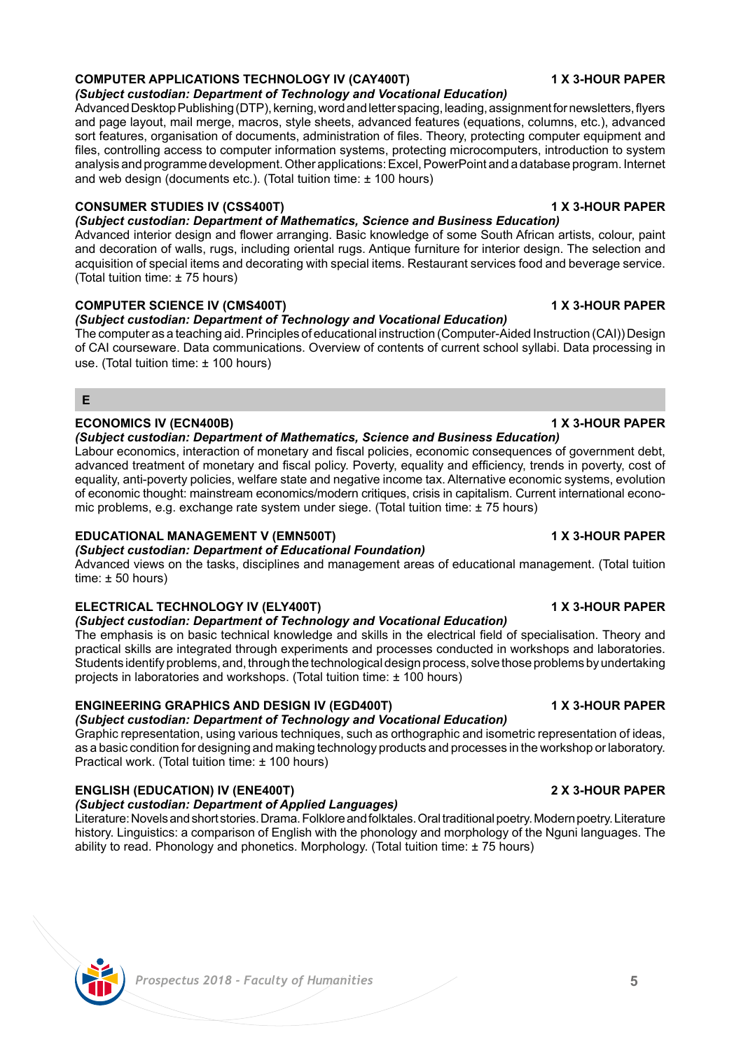**COMPUTER APPLICATIONS TECHNOLOGY IV (CAY400T)** **1 X 3-HOUR PAPER**

***(Subject custodian: Department of Technology and Vocational Education)***

Advanced Desktop Publishing (DTP), kerning, word and letter spacing, leading, assignment for newsletters, flyers and page layout, mail merge, macros, style sheets, advanced features (equations, columns, etc.), advanced sort features, organisation of documents, administration of files. Theory, protecting computer equipment and files, controlling access to computer information systems, protecting microcomputers, introduction to system analysis and programme development. Other applications: Excel, PowerPoint and a database program. Internet and web design (documents etc.). (Total tuition time: ± 100 hours)

**CONSUMER STUDIES IV (CSS400T)** **1 X 3-HOUR PAPER**

***(Subject custodian: Department of Mathematics, Science and Business Education)***

Advanced interior design and flower arranging. Basic knowledge of some South African artists, colour, paint and decoration of walls, rugs, including oriental rugs. Antique furniture for interior design. The selection and acquisition of special items and decorating with special items. Restaurant services food and beverage service. (Total tuition time: ± 75 hours)

**COMPUTER SCIENCE IV (CMS400T)** **1 X 3-HOUR PAPER**

***(Subject custodian: Department of Technology and Vocational Education)***

The computer as a teaching aid. Principles of educational instruction (Computer-Aided Instruction (CAI)) Design of CAI courseware. Data communications. Overview of contents of current school syllabi. Data processing in use. (Total tuition time: ± 100 hours)

## E

**ECONOMICS IV (ECN400B)** **1 X 3-HOUR PAPER**

***(Subject custodian: Department of Mathematics, Science and Business Education)***

Labour economics, interaction of monetary and fiscal policies, economic consequences of government debt, advanced treatment of monetary and fiscal policy. Poverty, equality and efficiency, trends in poverty, cost of equality, anti-poverty policies, welfare state and negative income tax. Alternative economic systems, evolution of economic thought: mainstream economics/modern critiques, crisis in capitalism. Current international economic problems, e.g. exchange rate system under siege. (Total tuition time: ± 75 hours)

**EDUCATIONAL MANAGEMENT V (EMN500T)** **1 X 3-HOUR PAPER**

***(Subject custodian: Department of Educational Foundation)***

Advanced views on the tasks, disciplines and management areas of educational management. (Total tuition time: ± 50 hours)

**ELECTRICAL TECHNOLOGY IV (ELY400T)** **1 X 3-HOUR PAPER**

***(Subject custodian: Department of Technology and Vocational Education)***

The emphasis is on basic technical knowledge and skills in the electrical field of specialisation. Theory and practical skills are integrated through experiments and processes conducted in workshops and laboratories. Students identify problems, and, through the technological design process, solve those problems by undertaking projects in laboratories and workshops. (Total tuition time: ± 100 hours)

**ENGINEERING GRAPHICS AND DESIGN IV (EGD400T)** **1 X 3-HOUR PAPER**

***(Subject custodian: Department of Technology and Vocational Education)***

Graphic representation, using various techniques, such as orthographic and isometric representation of ideas, as a basic condition for designing and making technology products and processes in the workshop or laboratory. Practical work. (Total tuition time: ± 100 hours)

**ENGLISH (EDUCATION) IV (ENE400T)** **2 X 3-HOUR PAPER**

***(Subject custodian: Department of Applied Languages)***

Literature: Novels and short stories. Drama. Folklore and folktales. Oral traditional poetry. Modern poetry. Literature history. Linguistics: a comparison of English with the phonology and morphology of the Nguni languages. The ability to read. Phonology and phonetics. Morphology. (Total tuition time: ± 75 hours)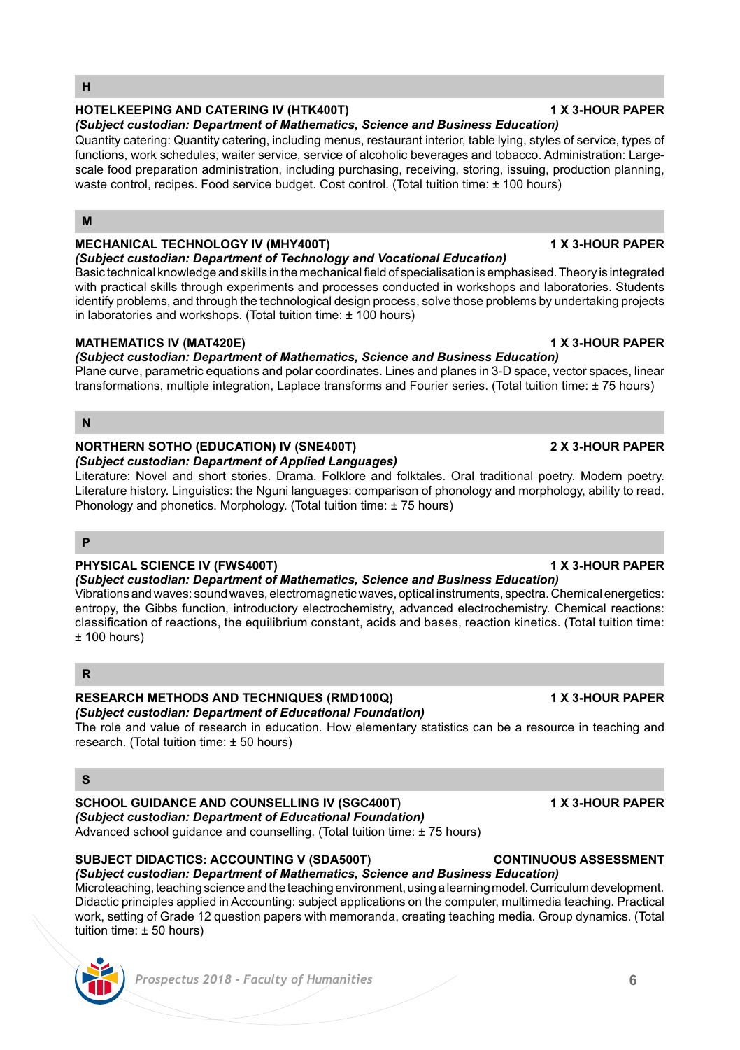## H

### HOTELKEEPING AND CATERING IV (HTK400T) — 1 X 3-HOUR PAPER

***(Subject custodian: Department of Mathematics, Science and Business Education)***

Quantity catering: Quantity catering, including menus, restaurant interior, table lying, styles of service, types of functions, work schedules, waiter service, service of alcoholic beverages and tobacco. Administration: Large-scale food preparation administration, including purchasing, receiving, storing, issuing, production planning, waste control, recipes. Food service budget. Cost control. (Total tuition time: ± 100 hours)

## M

### MECHANICAL TECHNOLOGY IV (MHY400T) — 1 X 3-HOUR PAPER

***(Subject custodian: Department of Technology and Vocational Education)***

Basic technical knowledge and skills in the mechanical field of specialisation is emphasised. Theory is integrated with practical skills through experiments and processes conducted in workshops and laboratories. Students identify problems, and through the technological design process, solve those problems by undertaking projects in laboratories and workshops. (Total tuition time: ± 100 hours)

### MATHEMATICS IV (MAT420E) — 1 X 3-HOUR PAPER

***(Subject custodian: Department of Mathematics, Science and Business Education)***

Plane curve, parametric equations and polar coordinates. Lines and planes in 3-D space, vector spaces, linear transformations, multiple integration, Laplace transforms and Fourier series. (Total tuition time: ± 75 hours)

## N

### NORTHERN SOTHO (EDUCATION) IV (SNE400T) — 2 X 3-HOUR PAPER

***(Subject custodian: Department of Applied Languages)***

Literature: Novel and short stories. Drama. Folklore and folktales. Oral traditional poetry. Modern poetry. Literature history. Linguistics: the Nguni languages: comparison of phonology and morphology, ability to read. Phonology and phonetics. Morphology. (Total tuition time: ± 75 hours)

## P

### PHYSICAL SCIENCE IV (FWS400T) — 1 X 3-HOUR PAPER

***(Subject custodian: Department of Mathematics, Science and Business Education)***

Vibrations and waves: sound waves, electromagnetic waves, optical instruments, spectra. Chemical energetics: entropy, the Gibbs function, introductory electrochemistry, advanced electrochemistry. Chemical reactions: classification of reactions, the equilibrium constant, acids and bases, reaction kinetics. (Total tuition time: ± 100 hours)

## R

### RESEARCH METHODS AND TECHNIQUES (RMD100Q) — 1 X 3-HOUR PAPER

***(Subject custodian: Department of Educational Foundation)***

The role and value of research in education. How elementary statistics can be a resource in teaching and research. (Total tuition time: ± 50 hours)

## S

### SCHOOL GUIDANCE AND COUNSELLING IV (SGC400T) — 1 X 3-HOUR PAPER

***(Subject custodian: Department of Educational Foundation)***

Advanced school guidance and counselling. (Total tuition time: ± 75 hours)

### SUBJECT DIDACTICS: ACCOUNTING V (SDA500T) — CONTINUOUS ASSESSMENT

***(Subject custodian: Department of Mathematics, Science and Business Education)***

Microteaching, teaching science and the teaching environment, using a learning model. Curriculum development. Didactic principles applied in Accounting: subject applications on the computer, multimedia teaching. Practical work, setting of Grade 12 question papers with memoranda, creating teaching media. Group dynamics. (Total tuition time: ± 50 hours)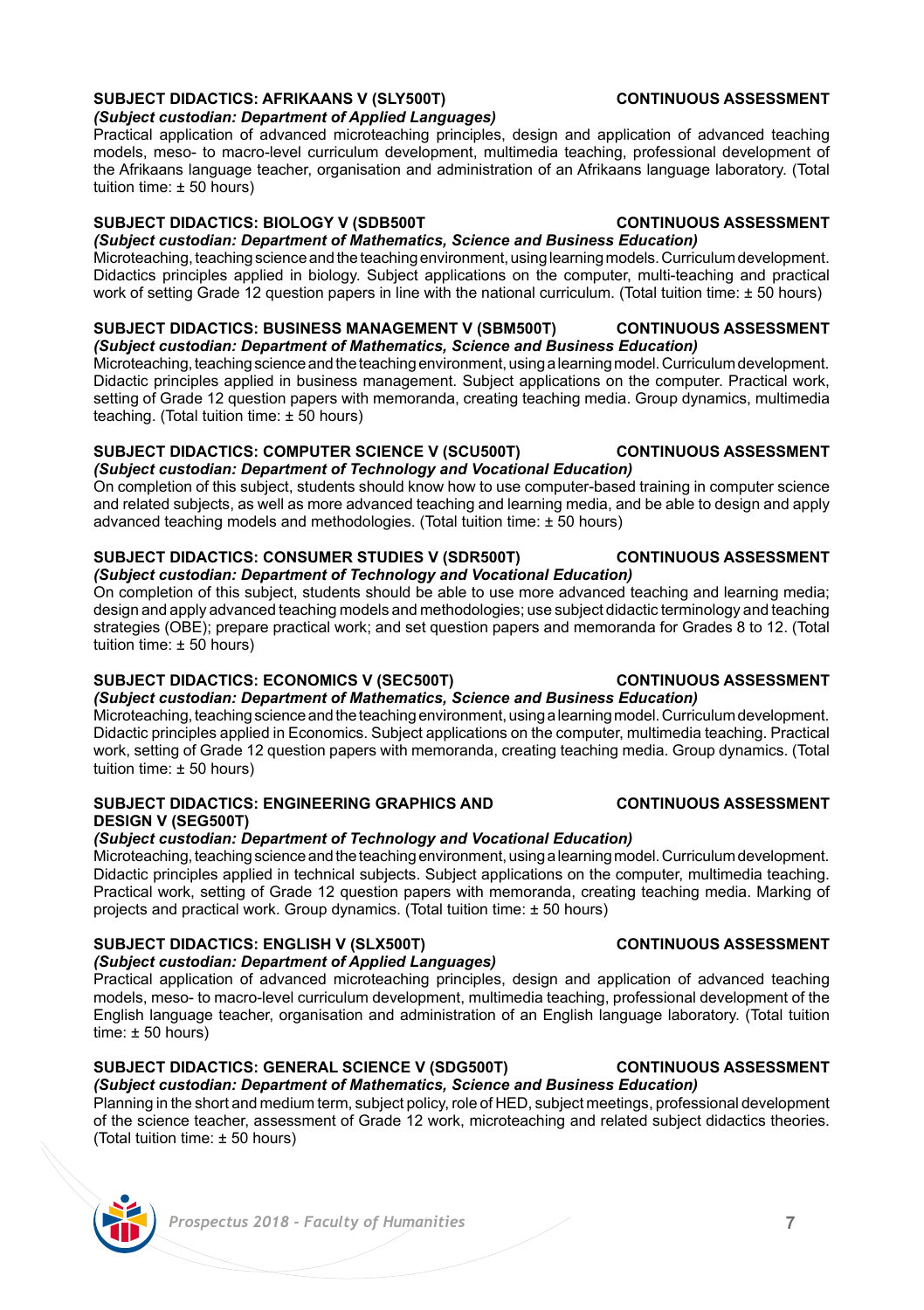### SUBJECT DIDACTICS: AFRIKAANS V (SLY500T) — CONTINUOUS ASSESSMENT

*(Subject custodian: Department of Applied Languages)*

Practical application of advanced microteaching principles, design and application of advanced teaching models, meso- to macro-level curriculum development, multimedia teaching, professional development of the Afrikaans language teacher, organisation and administration of an Afrikaans language laboratory. (Total tuition time: ± 50 hours)

### SUBJECT DIDACTICS: BIOLOGY V (SDB500T — CONTINUOUS ASSESSMENT

*(Subject custodian: Department of Mathematics, Science and Business Education)*

Microteaching, teaching science and the teaching environment, using learning models. Curriculum development. Didactics principles applied in biology. Subject applications on the computer, multi-teaching and practical work of setting Grade 12 question papers in line with the national curriculum. (Total tuition time: ± 50 hours)

### SUBJECT DIDACTICS: BUSINESS MANAGEMENT V (SBM500T) — CONTINUOUS ASSESSMENT

*(Subject custodian: Department of Mathematics, Science and Business Education)*

Microteaching, teaching science and the teaching environment, using a learning model. Curriculum development. Didactic principles applied in business management. Subject applications on the computer. Practical work, setting of Grade 12 question papers with memoranda, creating teaching media. Group dynamics, multimedia teaching. (Total tuition time: ± 50 hours)

### SUBJECT DIDACTICS: COMPUTER SCIENCE V (SCU500T) — CONTINUOUS ASSESSMENT

*(Subject custodian: Department of Technology and Vocational Education)*

On completion of this subject, students should know how to use computer-based training in computer science and related subjects, as well as more advanced teaching and learning media, and be able to design and apply advanced teaching models and methodologies. (Total tuition time: ± 50 hours)

### SUBJECT DIDACTICS: CONSUMER STUDIES V (SDR500T) — CONTINUOUS ASSESSMENT

*(Subject custodian: Department of Technology and Vocational Education)*

On completion of this subject, students should be able to use more advanced teaching and learning media; design and apply advanced teaching models and methodologies; use subject didactic terminology and teaching strategies (OBE); prepare practical work; and set question papers and memoranda for Grades 8 to 12. (Total tuition time: ± 50 hours)

### SUBJECT DIDACTICS: ECONOMICS V (SEC500T) — CONTINUOUS ASSESSMENT

*(Subject custodian: Department of Mathematics, Science and Business Education)*

Microteaching, teaching science and the teaching environment, using a learning model. Curriculum development. Didactic principles applied in Economics. Subject applications on the computer, multimedia teaching. Practical work, setting of Grade 12 question papers with memoranda, creating teaching media. Group dynamics. (Total tuition time: ± 50 hours)

### SUBJECT DIDACTICS: ENGINEERING GRAPHICS AND DESIGN V (SEG500T) — CONTINUOUS ASSESSMENT

*(Subject custodian: Department of Technology and Vocational Education)*

Microteaching, teaching science and the teaching environment, using a learning model. Curriculum development. Didactic principles applied in technical subjects. Subject applications on the computer, multimedia teaching. Practical work, setting of Grade 12 question papers with memoranda, creating teaching media. Marking of projects and practical work. Group dynamics. (Total tuition time: ± 50 hours)

### SUBJECT DIDACTICS: ENGLISH V (SLX500T) — CONTINUOUS ASSESSMENT

*(Subject custodian: Department of Applied Languages)*

Practical application of advanced microteaching principles, design and application of advanced teaching models, meso- to macro-level curriculum development, multimedia teaching, professional development of the English language teacher, organisation and administration of an English language laboratory. (Total tuition time: ± 50 hours)

### SUBJECT DIDACTICS: GENERAL SCIENCE V (SDG500T) — CONTINUOUS ASSESSMENT

*(Subject custodian: Department of Mathematics, Science and Business Education)*

Planning in the short and medium term, subject policy, role of HED, subject meetings, professional development of the science teacher, assessment of Grade 12 work, microteaching and related subject didactics theories. (Total tuition time: ± 50 hours)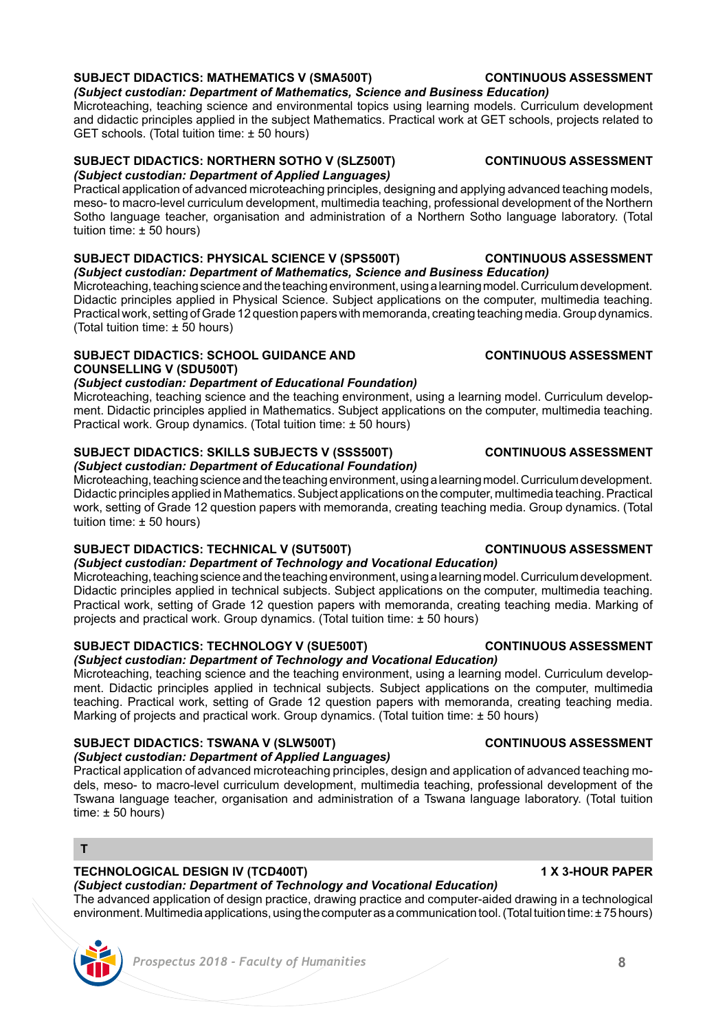**SUBJECT DIDACTICS: MATHEMATICS V (SMA500T)** **CONTINUOUS ASSESSMENT**
*(Subject custodian: Department of Mathematics, Science and Business Education)*
Microteaching, teaching science and environmental topics using learning models. Curriculum development and didactic principles applied in the subject Mathematics. Practical work at GET schools, projects related to GET schools. (Total tuition time: ± 50 hours)

**SUBJECT DIDACTICS: NORTHERN SOTHO V (SLZ500T)** **CONTINUOUS ASSESSMENT**
*(Subject custodian: Department of Applied Languages)*
Practical application of advanced microteaching principles, designing and applying advanced teaching models, meso- to macro-level curriculum development, multimedia teaching, professional development of the Northern Sotho language teacher, organisation and administration of a Northern Sotho language laboratory. (Total tuition time: ± 50 hours)

**SUBJECT DIDACTICS: PHYSICAL SCIENCE V (SPS500T)** **CONTINUOUS ASSESSMENT**
*(Subject custodian: Department of Mathematics, Science and Business Education)*
Microteaching, teaching science and the teaching environment, using a learning model. Curriculum development. Didactic principles applied in Physical Science. Subject applications on the computer, multimedia teaching. Practical work, setting of Grade 12 question papers with memoranda, creating teaching media. Group dynamics. (Total tuition time: ± 50 hours)

**SUBJECT DIDACTICS: SCHOOL GUIDANCE AND COUNSELLING V (SDU500T)** **CONTINUOUS ASSESSMENT**
*(Subject custodian: Department of Educational Foundation)*
Microteaching, teaching science and the teaching environment, using a learning model. Curriculum development. Didactic principles applied in Mathematics. Subject applications on the computer, multimedia teaching. Practical work. Group dynamics. (Total tuition time: ± 50 hours)

**SUBJECT DIDACTICS: SKILLS SUBJECTS V (SSS500T)** **CONTINUOUS ASSESSMENT**
*(Subject custodian: Department of Educational Foundation)*
Microteaching, teaching science and the teaching environment, using a learning model. Curriculum development. Didactic principles applied in Mathematics. Subject applications on the computer, multimedia teaching. Practical work, setting of Grade 12 question papers with memoranda, creating teaching media. Group dynamics. (Total tuition time: ± 50 hours)

**SUBJECT DIDACTICS: TECHNICAL V (SUT500T)** **CONTINUOUS ASSESSMENT**
*(Subject custodian: Department of Technology and Vocational Education)*
Microteaching, teaching science and the teaching environment, using a learning model. Curriculum development. Didactic principles applied in technical subjects. Subject applications on the computer, multimedia teaching. Practical work, setting of Grade 12 question papers with memoranda, creating teaching media. Marking of projects and practical work. Group dynamics. (Total tuition time: ± 50 hours)

**SUBJECT DIDACTICS: TECHNOLOGY V (SUE500T)** **CONTINUOUS ASSESSMENT**
*(Subject custodian: Department of Technology and Vocational Education)*
Microteaching, teaching science and the teaching environment, using a learning model. Curriculum development. Didactic principles applied in technical subjects. Subject applications on the computer, multimedia teaching. Practical work, setting of Grade 12 question papers with memoranda, creating teaching media. Marking of projects and practical work. Group dynamics. (Total tuition time: ± 50 hours)

**SUBJECT DIDACTICS: TSWANA V (SLW500T)** **CONTINUOUS ASSESSMENT**
*(Subject custodian: Department of Applied Languages)*
Practical application of advanced microteaching principles, design and application of advanced teaching models, meso- to macro-level curriculum development, multimedia teaching, professional development of the Tswana language teacher, organisation and administration of a Tswana language laboratory. (Total tuition time: ± 50 hours)

## T

**TECHNOLOGICAL DESIGN IV (TCD400T)** **1 X 3-HOUR PAPER**
*(Subject custodian: Department of Technology and Vocational Education)*
The advanced application of design practice, drawing practice and computer-aided drawing in a technological environment. Multimedia applications, using the computer as a communication tool. (Total tuition time: ± 75 hours)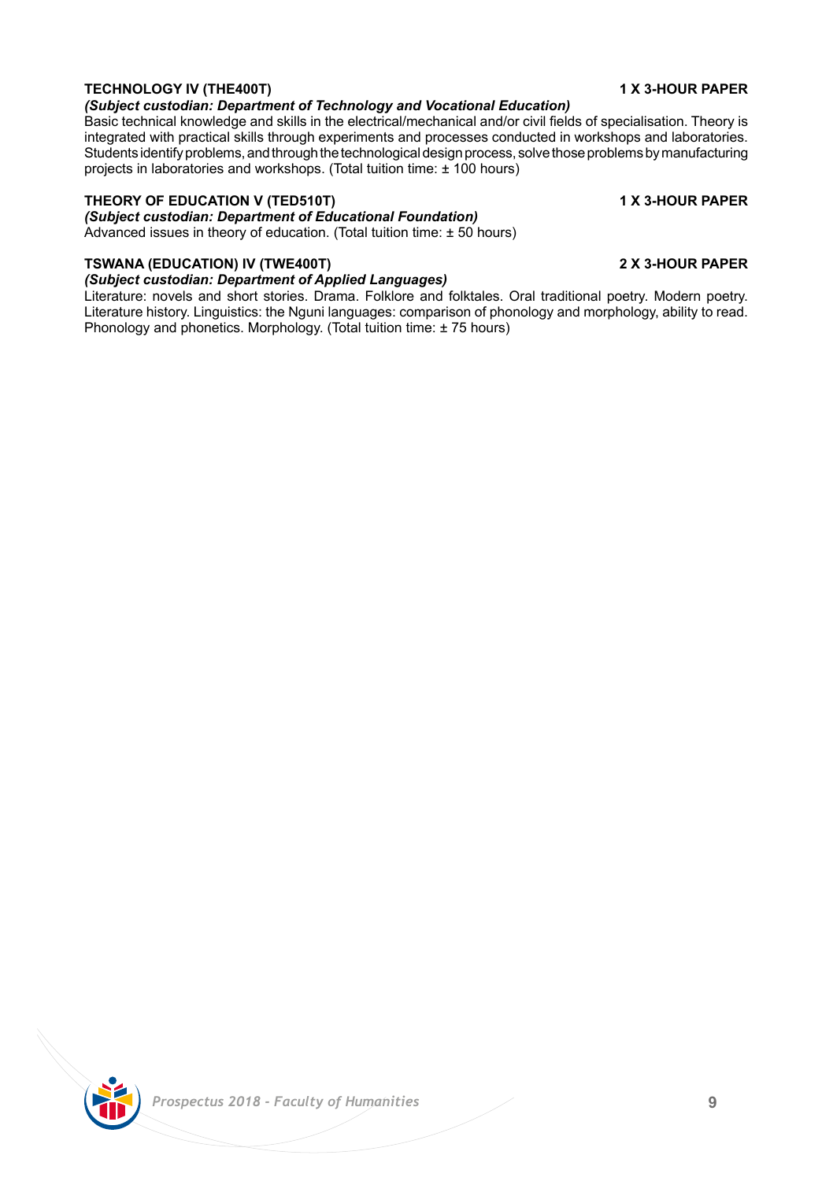**TECHNOLOGY IV (THE400T)** **1 X 3-HOUR PAPER**

***(Subject custodian: Department of Technology and Vocational Education)***

Basic technical knowledge and skills in the electrical/mechanical and/or civil fields of specialisation. Theory is integrated with practical skills through experiments and processes conducted in workshops and laboratories. Students identify problems, and through the technological design process, solve those problems by manufacturing projects in laboratories and workshops. (Total tuition time: ± 100 hours)

**THEORY OF EDUCATION V (TED510T)** **1 X 3-HOUR PAPER**

***(Subject custodian: Department of Educational Foundation)***

Advanced issues in theory of education. (Total tuition time: ± 50 hours)

**TSWANA (EDUCATION) IV (TWE400T)** **2 X 3-HOUR PAPER**

***(Subject custodian: Department of Applied Languages)***

Literature: novels and short stories. Drama. Folklore and folktales. Oral traditional poetry. Modern poetry. Literature history. Linguistics: the Nguni languages: comparison of phonology and morphology, ability to read. Phonology and phonetics. Morphology. (Total tuition time: ± 75 hours)